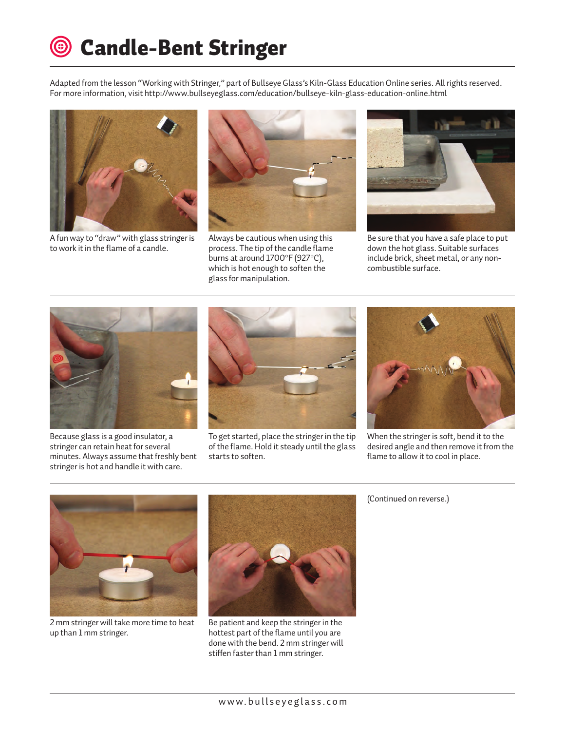# Candle-Bent Stringer

Adapted from the lesson "Working with Stringer," part of Bullseye Glass's Kiln-Glass Education Online series. All rights reserved. For more information, visit http://www.bullseyeglass.com/education/bullseye-kiln-glass-education-online.html

A fun way to "draw" with glass stringer is to work it in the flame of a candle.

Always be cautious when using this process. The tip of the candle flame burns at around 1700°F (927°C), which is hot enough to soften the glass for manipulation.

Be sure that you have a safe place to put down the hot glass. Suitable surfaces include brick, sheet metal, or any non-combustible surface.

Because glass is a good insulator, a stringer can retain heat for several minutes. Always assume that freshly bent stringer is hot and handle it with care.

To get started, place the stringer in the tip of the flame. Hold it steady until the glass starts to soften.

When the stringer is soft, bend it to the desired angle and then remove it from the flame to allow it to cool in place.

2 mm stringer will take more time to heat up than 1 mm stringer.

Be patient and keep the stringer in the hottest part of the flame until you are done with the bend. 2 mm stringer will stiffen faster than 1 mm stringer.

(Continued on reverse.)

www.bullseyeglass.com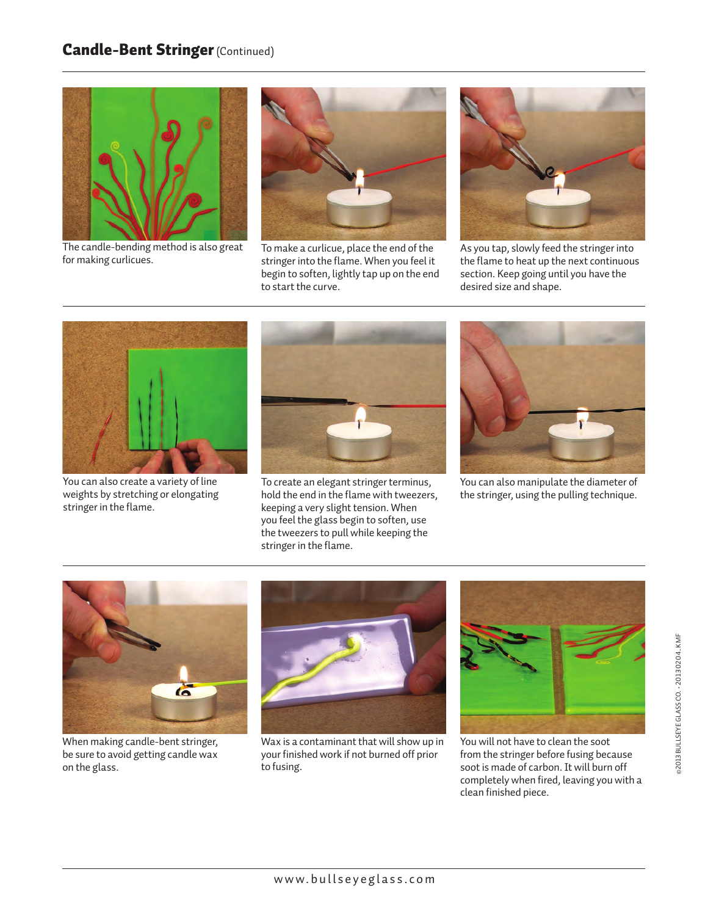## Candle-Bent Stringer (Continued)

The candle-bending method is also great for making curlicues.

To make a curlicue, place the end of the stringer into the flame. When you feel it begin to soften, lightly tap up on the end to start the curve.

As you tap, slowly feed the stringer into the flame to heat up the next continuous section. Keep going until you have the desired size and shape.

You can also create a variety of line weights by stretching or elongating stringer in the flame.

To create an elegant stringer terminus, hold the end in the flame with tweezers, keeping a very slight tension. When you feel the glass begin to soften, use the tweezers to pull while keeping the stringer in the flame.

You can also manipulate the diameter of the stringer, using the pulling technique.

When making candle-bent stringer, be sure to avoid getting candle wax on the glass.

Wax is a contaminant that will show up in your finished work if not burned off prior to fusing.

You will not have to clean the soot from the stringer before fusing because soot is made of carbon. It will burn off completely when fired, leaving you with a clean finished piece.

©2013 BULLSEYE GLASS CO. · 20130204. KMF

www.bullseyeglass.com